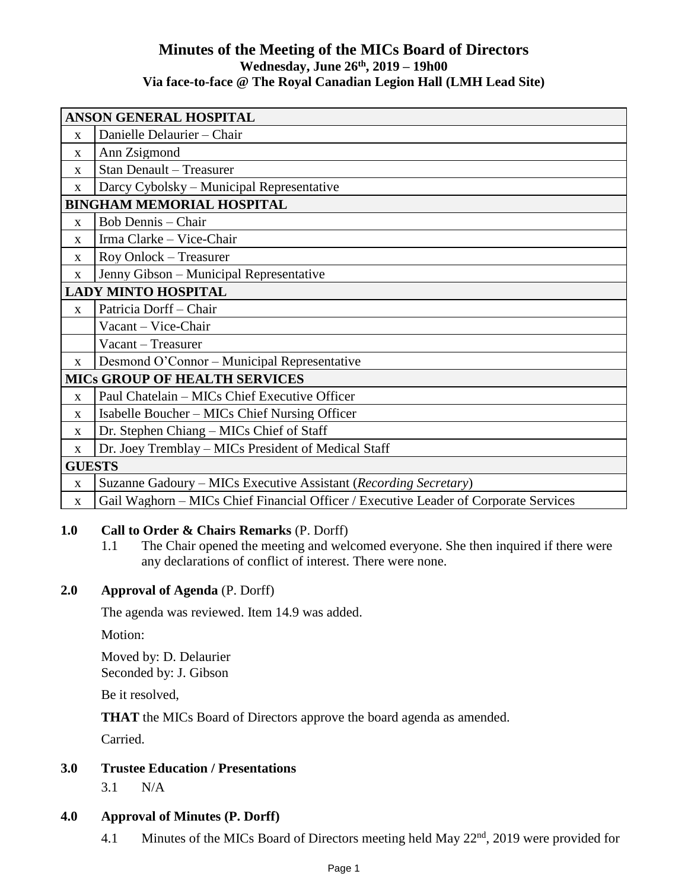# Minutes of the Meeting of the MICs Board of Directors

**Wednesday, June 26th, 2019 – 19h00**

**Via face-to-face @ The Royal Canadian Legion Hall (LMH Lead Site)**

| | |
|---|---|
| **ANSON GENERAL HOSPITAL** | |
| x | Danielle Delaurier – Chair |
| x | Ann Zsigmond |
| x | Stan Denault – Treasurer |
| x | Darcy Cybolsky – Municipal Representative |
| **BINGHAM MEMORIAL HOSPITAL** | |
| x | Bob Dennis – Chair |
| x | Irma Clarke – Vice-Chair |
| x | Roy Onlock – Treasurer |
| x | Jenny Gibson – Municipal Representative |
| **LADY MINTO HOSPITAL** | |
| x | Patricia Dorff – Chair |
| | Vacant – Vice-Chair |
| | Vacant – Treasurer |
| x | Desmond O'Connor – Municipal Representative |
| **MICs GROUP OF HEALTH SERVICES** | |
| x | Paul Chatelain – MICs Chief Executive Officer |
| x | Isabelle Boucher – MICs Chief Nursing Officer |
| x | Dr. Stephen Chiang – MICs Chief of Staff |
| x | Dr. Joey Tremblay – MICs President of Medical Staff |
| **GUESTS** | |
| x | Suzanne Gadoury – MICs Executive Assistant (*Recording Secretary*) |
| x | Gail Waghorn – MICs Chief Financial Officer / Executive Leader of Corporate Services |

**1.0 Call to Order & Chairs Remarks** (P. Dorff)

1.1 The Chair opened the meeting and welcomed everyone. She then inquired if there were any declarations of conflict of interest. There were none.

**2.0 Approval of Agenda** (P. Dorff)

The agenda was reviewed. Item 14.9 was added.

Motion:

Moved by: D. Delaurier
Seconded by: J. Gibson

Be it resolved,

**THAT** the MICs Board of Directors approve the board agenda as amended.

Carried.

**3.0 Trustee Education / Presentations**

3.1 N/A

**4.0 Approval of Minutes (P. Dorff)**

4.1 Minutes of the MICs Board of Directors meeting held May 22nd, 2019 were provided for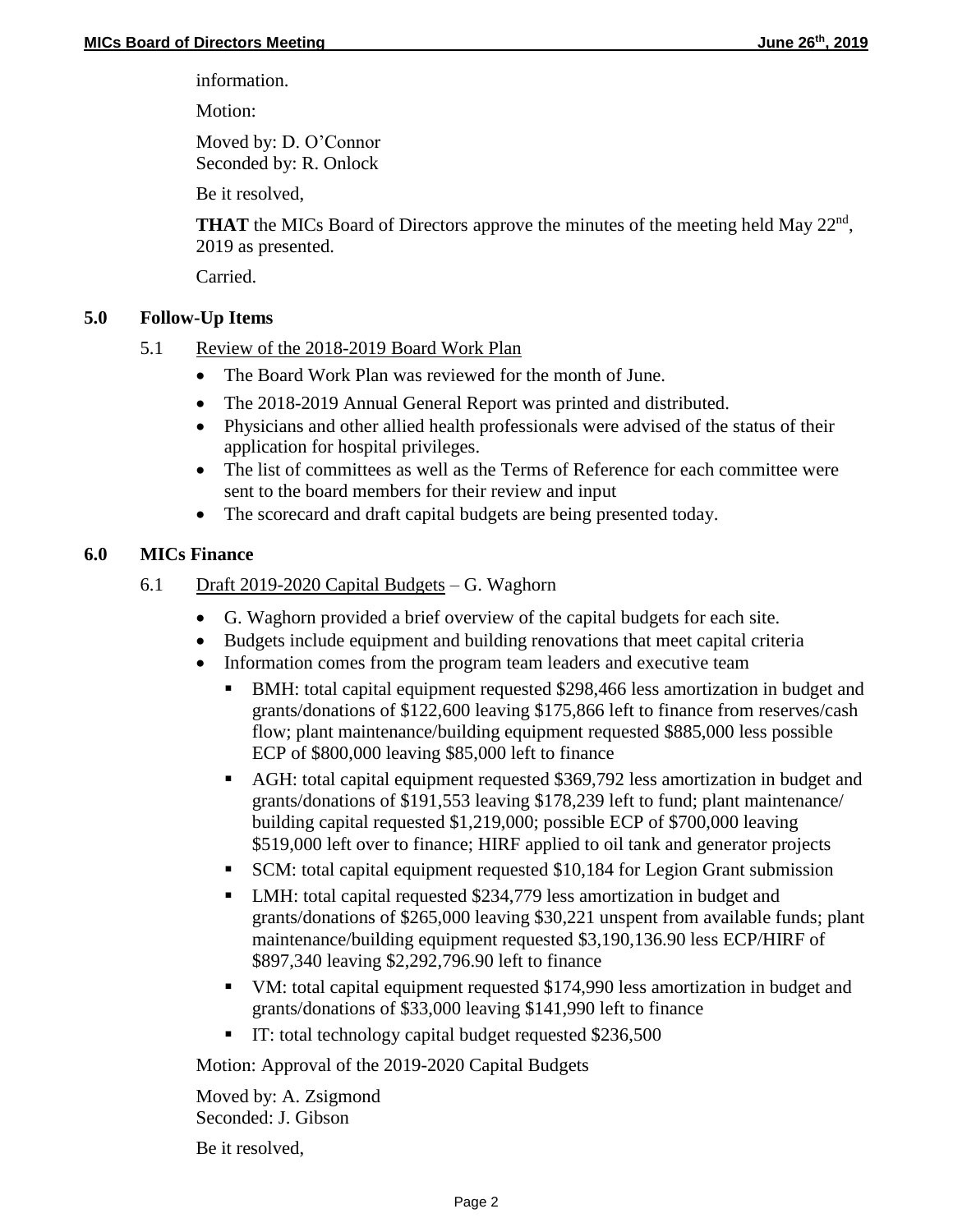information.

Motion:

Moved by: D. O'Connor
Seconded by: R. Onlock

Be it resolved,

**THAT** the MICs Board of Directors approve the minutes of the meeting held May 22nd, 2019 as presented.

Carried.

## 5.0 Follow-Up Items

5.1 Review of the 2018-2019 Board Work Plan

- The Board Work Plan was reviewed for the month of June.
- The 2018-2019 Annual General Report was printed and distributed.
- Physicians and other allied health professionals were advised of the status of their application for hospital privileges.
- The list of committees as well as the Terms of Reference for each committee were sent to the board members for their review and input
- The scorecard and draft capital budgets are being presented today.

## 6.0 MICs Finance

6.1 Draft 2019-2020 Capital Budgets – G. Waghorn

- G. Waghorn provided a brief overview of the capital budgets for each site.
- Budgets include equipment and building renovations that meet capital criteria
- Information comes from the program team leaders and executive team
  - BMH: total capital equipment requested $298,466 less amortization in budget and grants/donations of $122,600 leaving $175,866 left to finance from reserves/cash flow; plant maintenance/building equipment requested $885,000 less possible ECP of $800,000 leaving $85,000 left to finance
  - AGH: total capital equipment requested $369,792 less amortization in budget and grants/donations of $191,553 leaving $178,239 left to fund; plant maintenance/ building capital requested $1,219,000; possible ECP of $700,000 leaving $519,000 left over to finance; HIRF applied to oil tank and generator projects
  - SCM: total capital equipment requested $10,184 for Legion Grant submission
  - LMH: total capital requested $234,779 less amortization in budget and grants/donations of $265,000 leaving $30,221 unspent from available funds; plant maintenance/building equipment requested $3,190,136.90 less ECP/HIRF of $897,340 leaving $2,292,796.90 left to finance
  - VM: total capital equipment requested $174,990 less amortization in budget and grants/donations of $33,000 leaving $141,990 left to finance
  - IT: total technology capital budget requested $236,500

Motion: Approval of the 2019-2020 Capital Budgets

Moved by: A. Zsigmond
Seconded: J. Gibson

Be it resolved,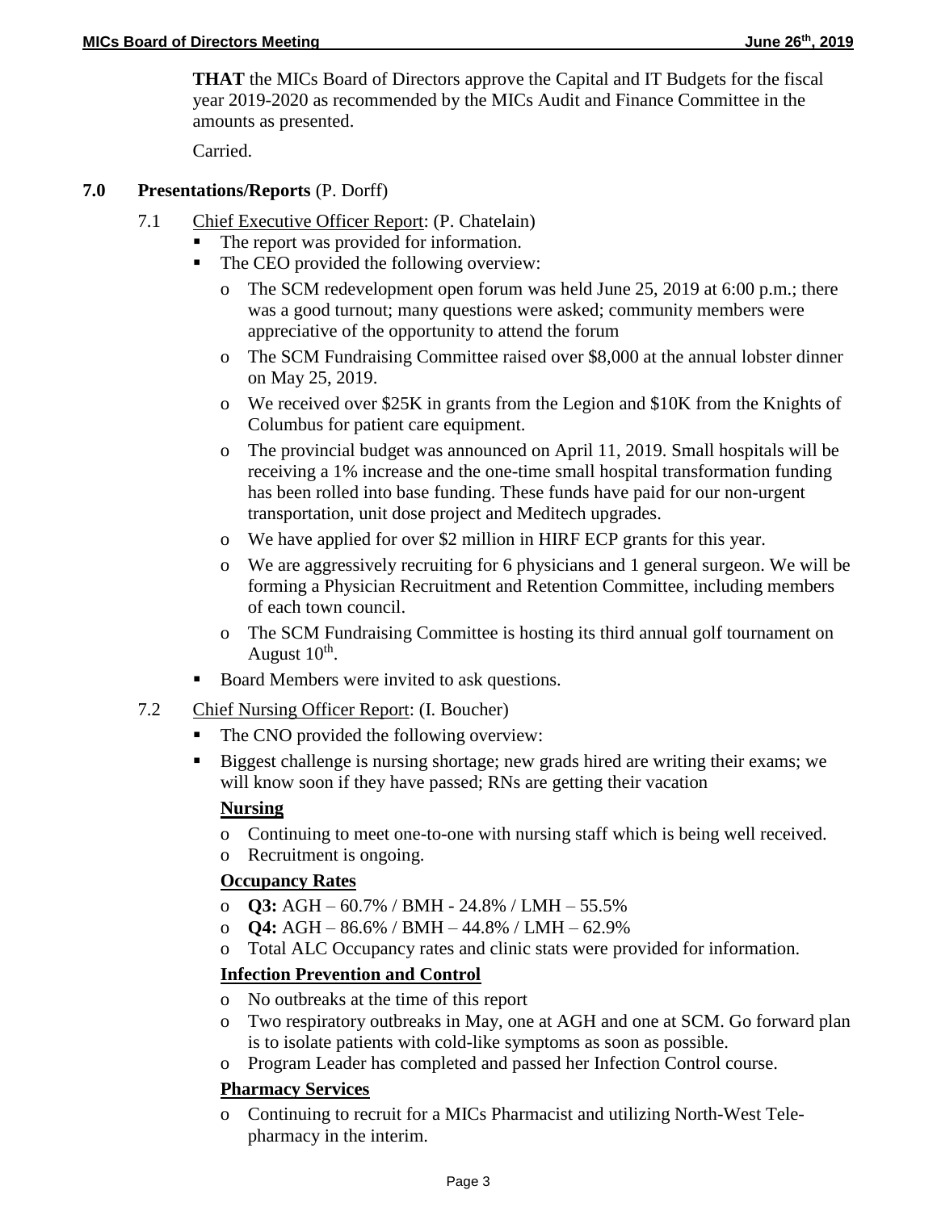**THAT** the MICs Board of Directors approve the Capital and IT Budgets for the fiscal year 2019-2020 as recommended by the MICs Audit and Finance Committee in the amounts as presented.

Carried.

## 7.0 Presentations/Reports (P. Dorff)

7.1 Chief Executive Officer Report: (P. Chatelain)

- The report was provided for information.
- The CEO provided the following overview:
  - The SCM redevelopment open forum was held June 25, 2019 at 6:00 p.m.; there was a good turnout; many questions were asked; community members were appreciative of the opportunity to attend the forum
  - The SCM Fundraising Committee raised over $8,000 at the annual lobster dinner on May 25, 2019.
  - We received over $25K in grants from the Legion and $10K from the Knights of Columbus for patient care equipment.
  - The provincial budget was announced on April 11, 2019. Small hospitals will be receiving a 1% increase and the one-time small hospital transformation funding has been rolled into base funding. These funds have paid for our non-urgent transportation, unit dose project and Meditech upgrades.
  - We have applied for over $2 million in HIRF ECP grants for this year.
  - We are aggressively recruiting for 6 physicians and 1 general surgeon. We will be forming a Physician Recruitment and Retention Committee, including members of each town council.
  - The SCM Fundraising Committee is hosting its third annual golf tournament on August 10th.
- Board Members were invited to ask questions.

7.2 Chief Nursing Officer Report: (I. Boucher)

- The CNO provided the following overview:
- Biggest challenge is nursing shortage; new grads hired are writing their exams; we will know soon if they have passed; RNs are getting their vacation

**Nursing**

- Continuing to meet one-to-one with nursing staff which is being well received.
- Recruitment is ongoing.

**Occupancy Rates**

- **Q3:** AGH – 60.7% / BMH - 24.8% / LMH – 55.5%
- **Q4:** AGH – 86.6% / BMH – 44.8% / LMH – 62.9%
- Total ALC Occupancy rates and clinic stats were provided for information.

**Infection Prevention and Control**

- No outbreaks at the time of this report
- Two respiratory outbreaks in May, one at AGH and one at SCM. Go forward plan is to isolate patients with cold-like symptoms as soon as possible.
- Program Leader has completed and passed her Infection Control course.

**Pharmacy Services**

- Continuing to recruit for a MICs Pharmacist and utilizing North-West Tele-pharmacy in the interim.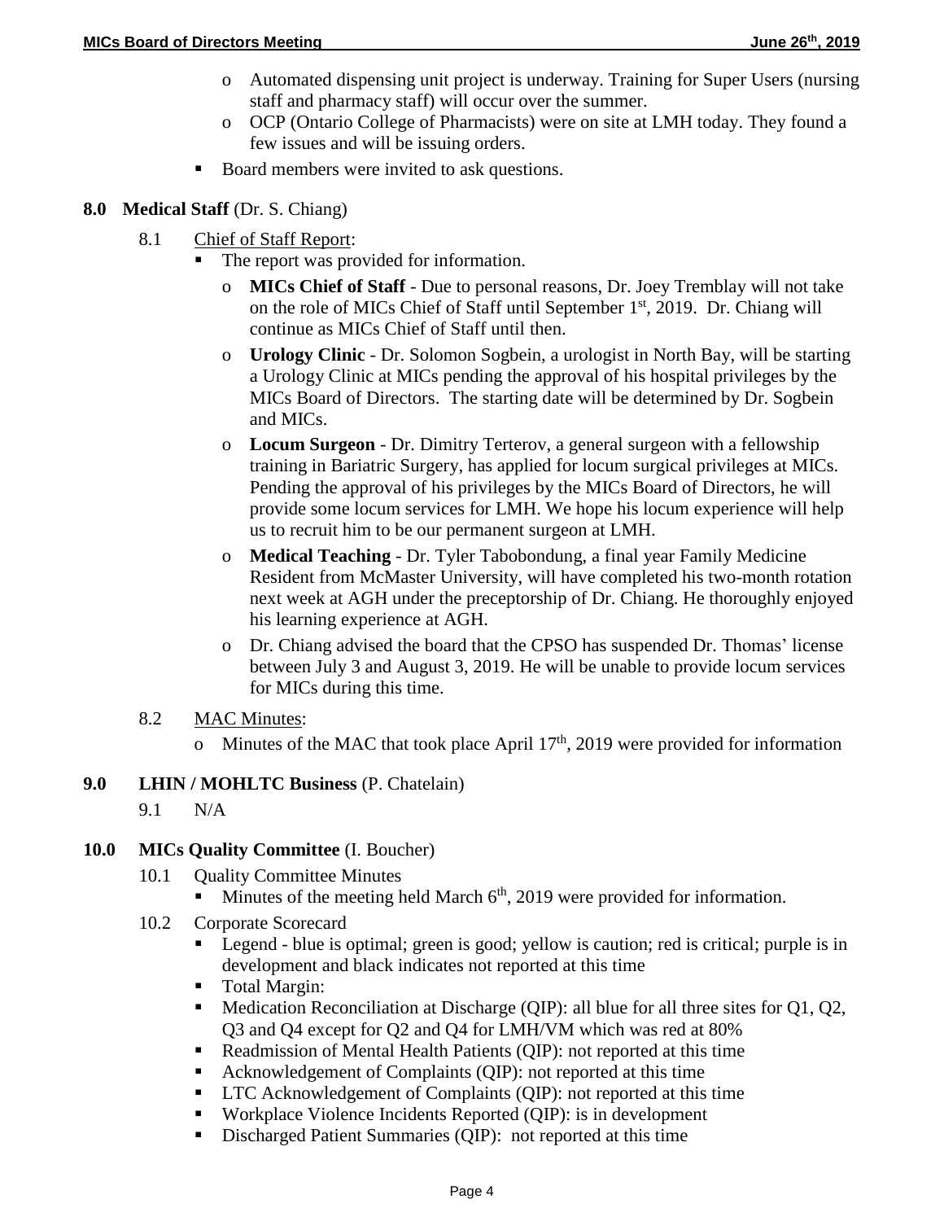- Automated dispensing unit project is underway. Training for Super Users (nursing staff and pharmacy staff) will occur over the summer.
- OCP (Ontario College of Pharmacists) were on site at LMH today. They found a few issues and will be issuing orders.

- Board members were invited to ask questions.

**8.0 Medical Staff** (Dr. S. Chiang)

8.1 Chief of Staff Report:

- The report was provided for information.
  - **MICs Chief of Staff** - Due to personal reasons, Dr. Joey Tremblay will not take on the role of MICs Chief of Staff until September 1st, 2019. Dr. Chiang will continue as MICs Chief of Staff until then.
  - **Urology Clinic** - Dr. Solomon Sogbein, a urologist in North Bay, will be starting a Urology Clinic at MICs pending the approval of his hospital privileges by the MICs Board of Directors. The starting date will be determined by Dr. Sogbein and MICs.
  - **Locum Surgeon** - Dr. Dimitry Terterov, a general surgeon with a fellowship training in Bariatric Surgery, has applied for locum surgical privileges at MICs. Pending the approval of his privileges by the MICs Board of Directors, he will provide some locum services for LMH. We hope his locum experience will help us to recruit him to be our permanent surgeon at LMH.
  - **Medical Teaching** - Dr. Tyler Tabobondung, a final year Family Medicine Resident from McMaster University, will have completed his two-month rotation next week at AGH under the preceptorship of Dr. Chiang. He thoroughly enjoyed his learning experience at AGH.
  - Dr. Chiang advised the board that the CPSO has suspended Dr. Thomas' license between July 3 and August 3, 2019. He will be unable to provide locum services for MICs during this time.

8.2 MAC Minutes:

- Minutes of the MAC that took place April 17th, 2019 were provided for information

**9.0 LHIN / MOHLTC Business** (P. Chatelain)

9.1 N/A

**10.0 MICs Quality Committee** (I. Boucher)

10.1 Quality Committee Minutes

- Minutes of the meeting held March 6th, 2019 were provided for information.

10.2 Corporate Scorecard

- Legend - blue is optimal; green is good; yellow is caution; red is critical; purple is in development and black indicates not reported at this time
- Total Margin:
- Medication Reconciliation at Discharge (QIP): all blue for all three sites for Q1, Q2, Q3 and Q4 except for Q2 and Q4 for LMH/VM which was red at 80%
- Readmission of Mental Health Patients (QIP): not reported at this time
- Acknowledgement of Complaints (QIP): not reported at this time
- LTC Acknowledgement of Complaints (QIP): not reported at this time
- Workplace Violence Incidents Reported (QIP): is in development
- Discharged Patient Summaries (QIP): not reported at this time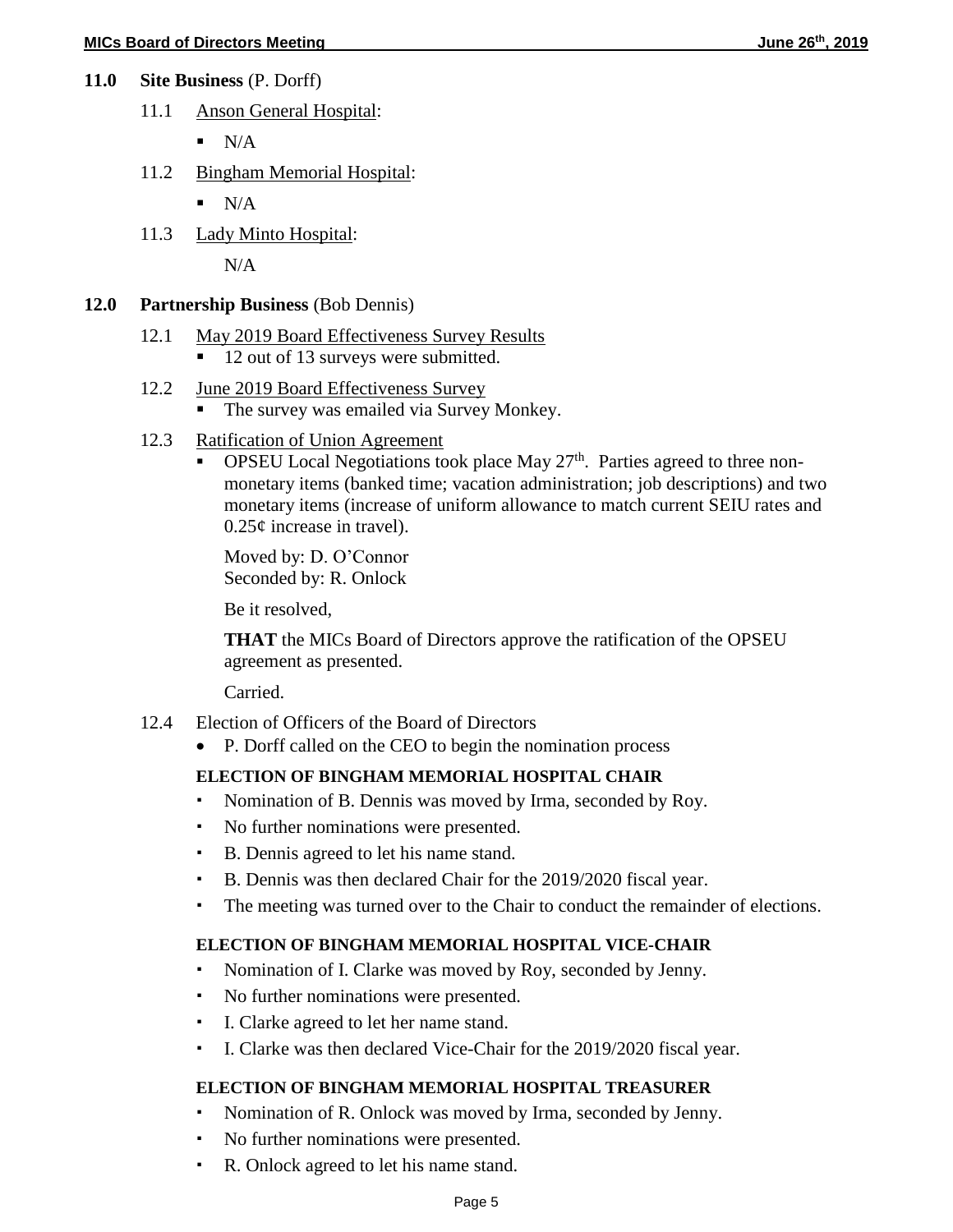## 11.0 Site Business (P. Dorff)

11.1 Anson General Hospital:

- N/A

11.2 Bingham Memorial Hospital:

- N/A

11.3 Lady Minto Hospital:

N/A

## 12.0 Partnership Business (Bob Dennis)

12.1 May 2019 Board Effectiveness Survey Results

- 12 out of 13 surveys were submitted.

12.2 June 2019 Board Effectiveness Survey

- The survey was emailed via Survey Monkey.

12.3 Ratification of Union Agreement

- OPSEU Local Negotiations took place May 27th. Parties agreed to three non-monetary items (banked time; vacation administration; job descriptions) and two monetary items (increase of uniform allowance to match current SEIU rates and 0.25¢ increase in travel).

Moved by: D. O'Connor
Seconded by: R. Onlock

Be it resolved,

**THAT** the MICs Board of Directors approve the ratification of the OPSEU agreement as presented.

Carried.

12.4 Election of Officers of the Board of Directors

- P. Dorff called on the CEO to begin the nomination process

**ELECTION OF BINGHAM MEMORIAL HOSPITAL CHAIR**

- Nomination of B. Dennis was moved by Irma, seconded by Roy.
- No further nominations were presented.
- B. Dennis agreed to let his name stand.
- B. Dennis was then declared Chair for the 2019/2020 fiscal year.
- The meeting was turned over to the Chair to conduct the remainder of elections.

**ELECTION OF BINGHAM MEMORIAL HOSPITAL VICE-CHAIR**

- Nomination of I. Clarke was moved by Roy, seconded by Jenny.
- No further nominations were presented.
- I. Clarke agreed to let her name stand.
- I. Clarke was then declared Vice-Chair for the 2019/2020 fiscal year.

**ELECTION OF BINGHAM MEMORIAL HOSPITAL TREASURER**

- Nomination of R. Onlock was moved by Irma, seconded by Jenny.
- No further nominations were presented.
- R. Onlock agreed to let his name stand.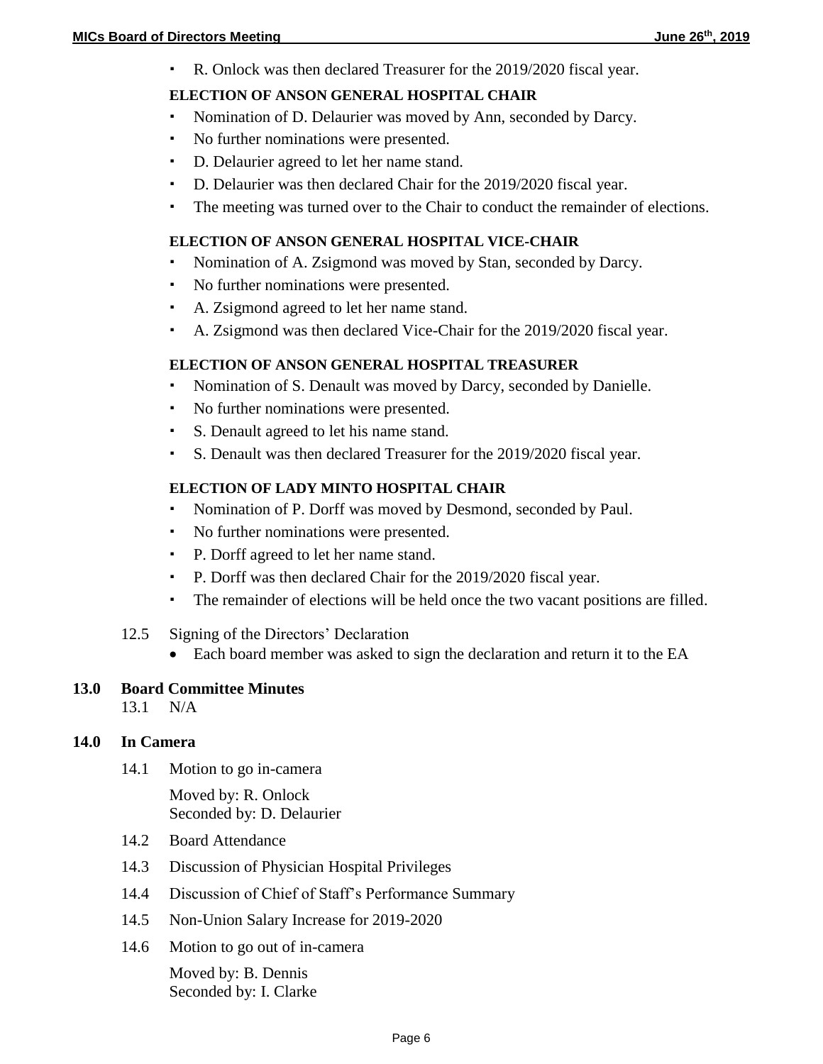- R. Onlock was then declared Treasurer for the 2019/2020 fiscal year.

**ELECTION OF ANSON GENERAL HOSPITAL CHAIR**

- Nomination of D. Delaurier was moved by Ann, seconded by Darcy.
- No further nominations were presented.
- D. Delaurier agreed to let her name stand.
- D. Delaurier was then declared Chair for the 2019/2020 fiscal year.
- The meeting was turned over to the Chair to conduct the remainder of elections.

**ELECTION OF ANSON GENERAL HOSPITAL VICE-CHAIR**

- Nomination of A. Zsigmond was moved by Stan, seconded by Darcy.
- No further nominations were presented.
- A. Zsigmond agreed to let her name stand.
- A. Zsigmond was then declared Vice-Chair for the 2019/2020 fiscal year.

**ELECTION OF ANSON GENERAL HOSPITAL TREASURER**

- Nomination of S. Denault was moved by Darcy, seconded by Danielle.
- No further nominations were presented.
- S. Denault agreed to let his name stand.
- S. Denault was then declared Treasurer for the 2019/2020 fiscal year.

**ELECTION OF LADY MINTO HOSPITAL CHAIR**

- Nomination of P. Dorff was moved by Desmond, seconded by Paul.
- No further nominations were presented.
- P. Dorff agreed to let her name stand.
- P. Dorff was then declared Chair for the 2019/2020 fiscal year.
- The remainder of elections will be held once the two vacant positions are filled.

12.5 Signing of the Directors' Declaration

- Each board member was asked to sign the declaration and return it to the EA

## 13.0 Board Committee Minutes

13.1 N/A

## 14.0 In Camera

14.1 Motion to go in-camera

Moved by: R. Onlock
Seconded by: D. Delaurier

14.2 Board Attendance

14.3 Discussion of Physician Hospital Privileges

14.4 Discussion of Chief of Staff's Performance Summary

14.5 Non-Union Salary Increase for 2019-2020

14.6 Motion to go out of in-camera

Moved by: B. Dennis
Seconded by: I. Clarke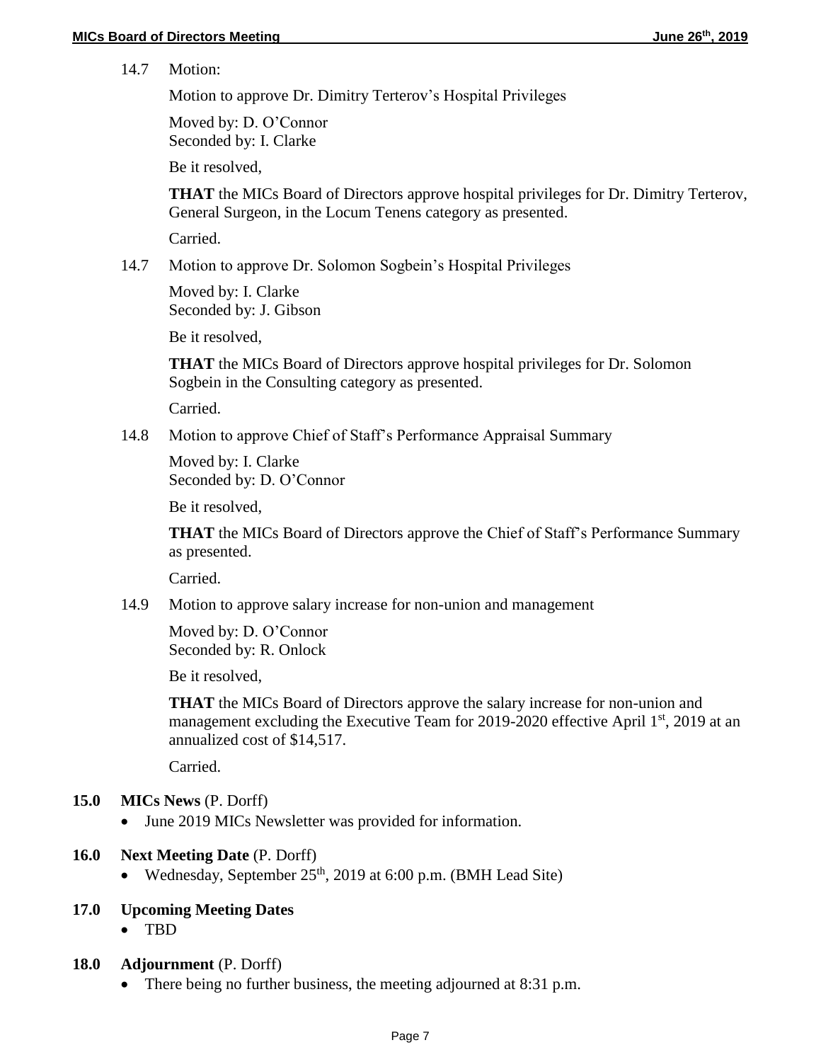14.7 Motion:

Motion to approve Dr. Dimitry Terterov's Hospital Privileges

Moved by: D. O'Connor
Seconded by: I. Clarke

Be it resolved,

**THAT** the MICs Board of Directors approve hospital privileges for Dr. Dimitry Terterov, General Surgeon, in the Locum Tenens category as presented.

Carried.

14.7 Motion to approve Dr. Solomon Sogbein's Hospital Privileges

Moved by: I. Clarke
Seconded by: J. Gibson

Be it resolved,

**THAT** the MICs Board of Directors approve hospital privileges for Dr. Solomon Sogbein in the Consulting category as presented.

Carried.

14.8 Motion to approve Chief of Staff's Performance Appraisal Summary

Moved by: I. Clarke
Seconded by: D. O'Connor

Be it resolved,

**THAT** the MICs Board of Directors approve the Chief of Staff's Performance Summary as presented.

Carried.

14.9 Motion to approve salary increase for non-union and management

Moved by: D. O'Connor
Seconded by: R. Onlock

Be it resolved,

**THAT** the MICs Board of Directors approve the salary increase for non-union and management excluding the Executive Team for 2019-2020 effective April 1st, 2019 at an annualized cost of $14,517.

Carried.

**15.0 MICs News** (P. Dorff)

- June 2019 MICs Newsletter was provided for information.

**16.0 Next Meeting Date** (P. Dorff)

- Wednesday, September 25th, 2019 at 6:00 p.m. (BMH Lead Site)

**17.0 Upcoming Meeting Dates**

- TBD

**18.0 Adjournment** (P. Dorff)

- There being no further business, the meeting adjourned at 8:31 p.m.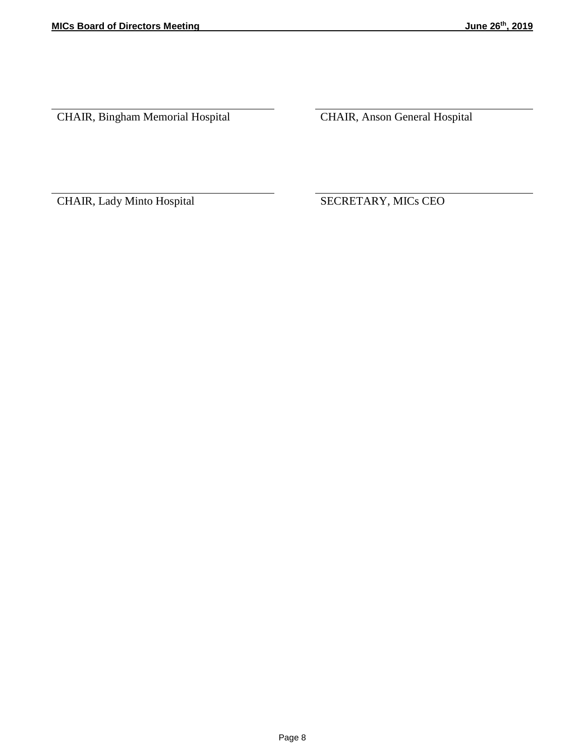| | |
|---|---|
| CHAIR, Bingham Memorial Hospital | CHAIR, Anson General Hospital |
| CHAIR, Lady Minto Hospital | SECRETARY, MICs CEO |